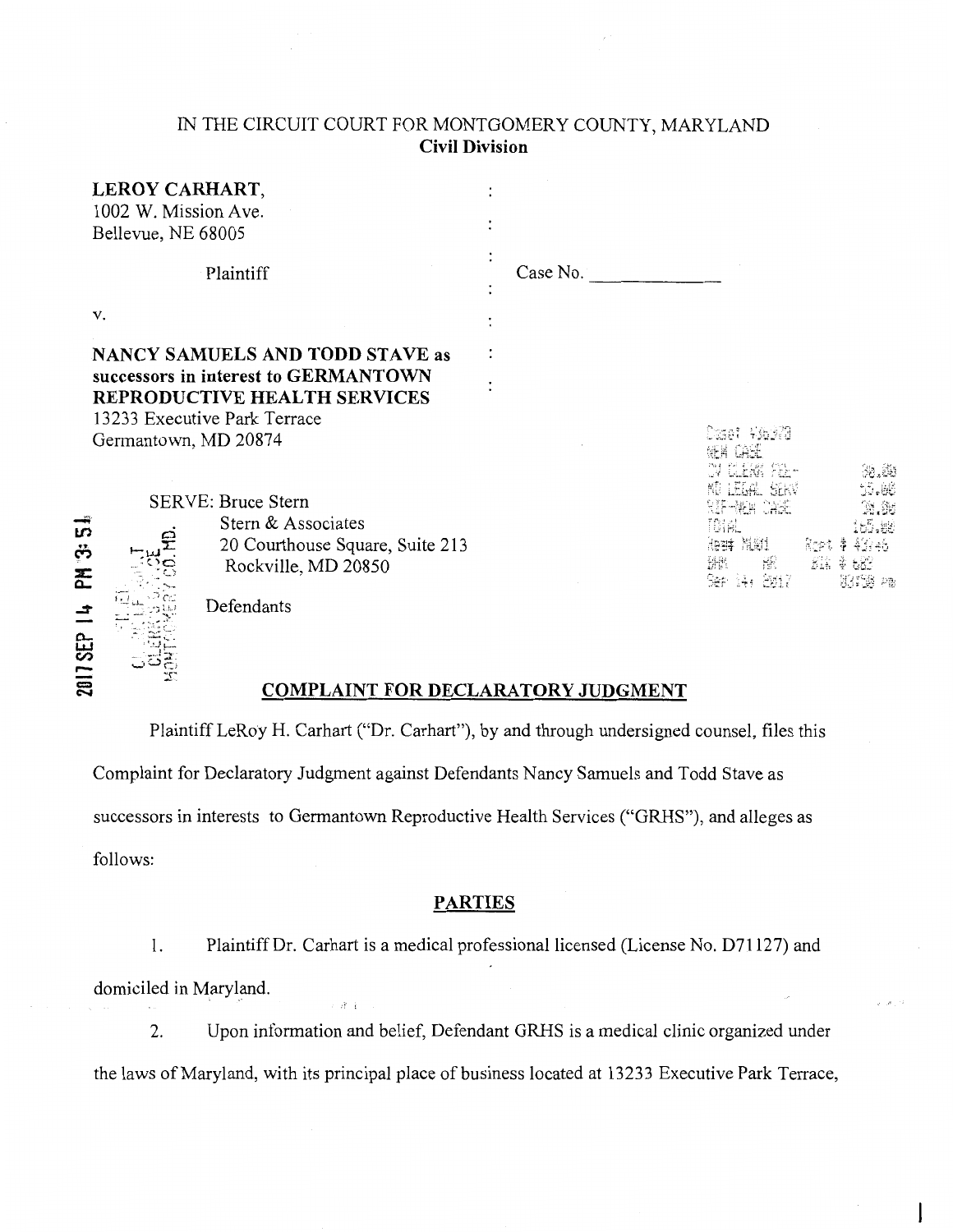IN THE CIRCUIT COURT FOR MONTGOMERY COUNTY, MARYLAND
**Civil Division**

**LEROY CARHART,**
1002 W. Mission Ave.
Bellevue, NE 68005

Plaintiff

Case No. \_\_\_\_\_\_\_\_\_\_\_\_

v.

**NANCY SAMUELS AND TODD STAVE as successors in interest to GERMANTOWN REPRODUCTIVE HEALTH SERVICES**
13233 Executive Park Terrace
Germantown, MD 20874

SERVE: Bruce Stern
Stern & Associates
20 Courthouse Square, Suite 213
Rockville, MD 20850

Defendants

## COMPLAINT FOR DECLARATORY JUDGMENT

Plaintiff LeRoy H. Carhart ("Dr. Carhart"), by and through undersigned counsel, files this Complaint for Declaratory Judgment against Defendants Nancy Samuels and Todd Stave as successors in interests to Germantown Reproductive Health Services ("GRHS"), and alleges as follows:

## PARTIES

1. Plaintiff Dr. Carhart is a medical professional licensed (License No. D71127) and domiciled in Maryland.

2. Upon information and belief, Defendant GRHS is a medical clinic organized under the laws of Maryland, with its principal place of business located at 13233 Executive Park Terrace,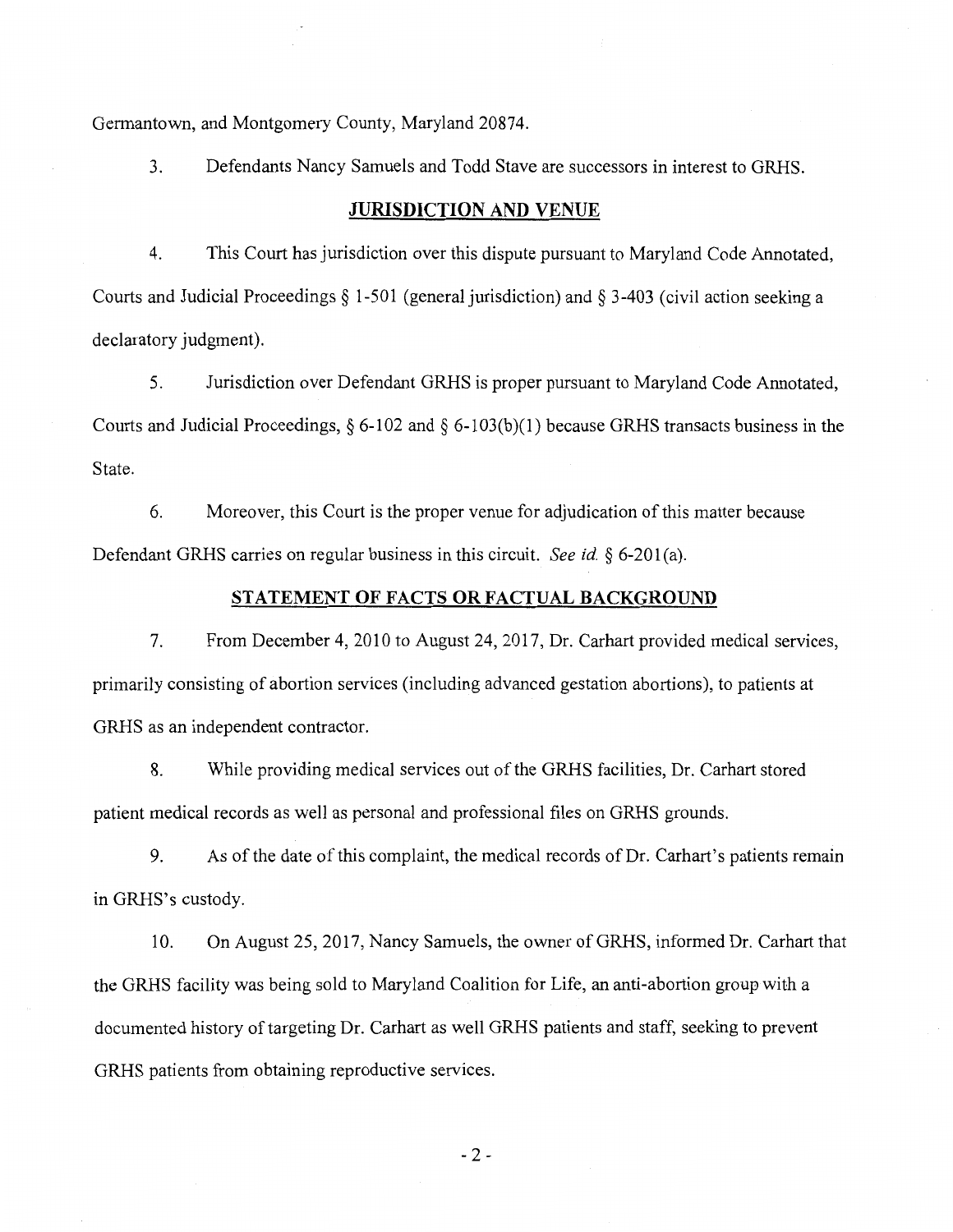Germantown, and Montgomery County, Maryland 20874.

3. Defendants Nancy Samuels and Todd Stave are successors in interest to GRHS.

## JURISDICTION AND VENUE

4. This Court has jurisdiction over this dispute pursuant to Maryland Code Annotated, Courts and Judicial Proceedings § 1-501 (general jurisdiction) and § 3-403 (civil action seeking a declaratory judgment).

5. Jurisdiction over Defendant GRHS is proper pursuant to Maryland Code Annotated, Courts and Judicial Proceedings, § 6-102 and § 6-103(b)(1) because GRHS transacts business in the State.

6. Moreover, this Court is the proper venue for adjudication of this matter because Defendant GRHS carries on regular business in this circuit. *See id.* § 6-201(a).

## STATEMENT OF FACTS OR FACTUAL BACKGROUND

7. From December 4, 2010 to August 24, 2017, Dr. Carhart provided medical services, primarily consisting of abortion services (including advanced gestation abortions), to patients at GRHS as an independent contractor.

8. While providing medical services out of the GRHS facilities, Dr. Carhart stored patient medical records as well as personal and professional files on GRHS grounds.

9. As of the date of this complaint, the medical records of Dr. Carhart's patients remain in GRHS's custody.

10. On August 25, 2017, Nancy Samuels, the owner of GRHS, informed Dr. Carhart that the GRHS facility was being sold to Maryland Coalition for Life, an anti-abortion group with a documented history of targeting Dr. Carhart as well GRHS patients and staff, seeking to prevent GRHS patients from obtaining reproductive services.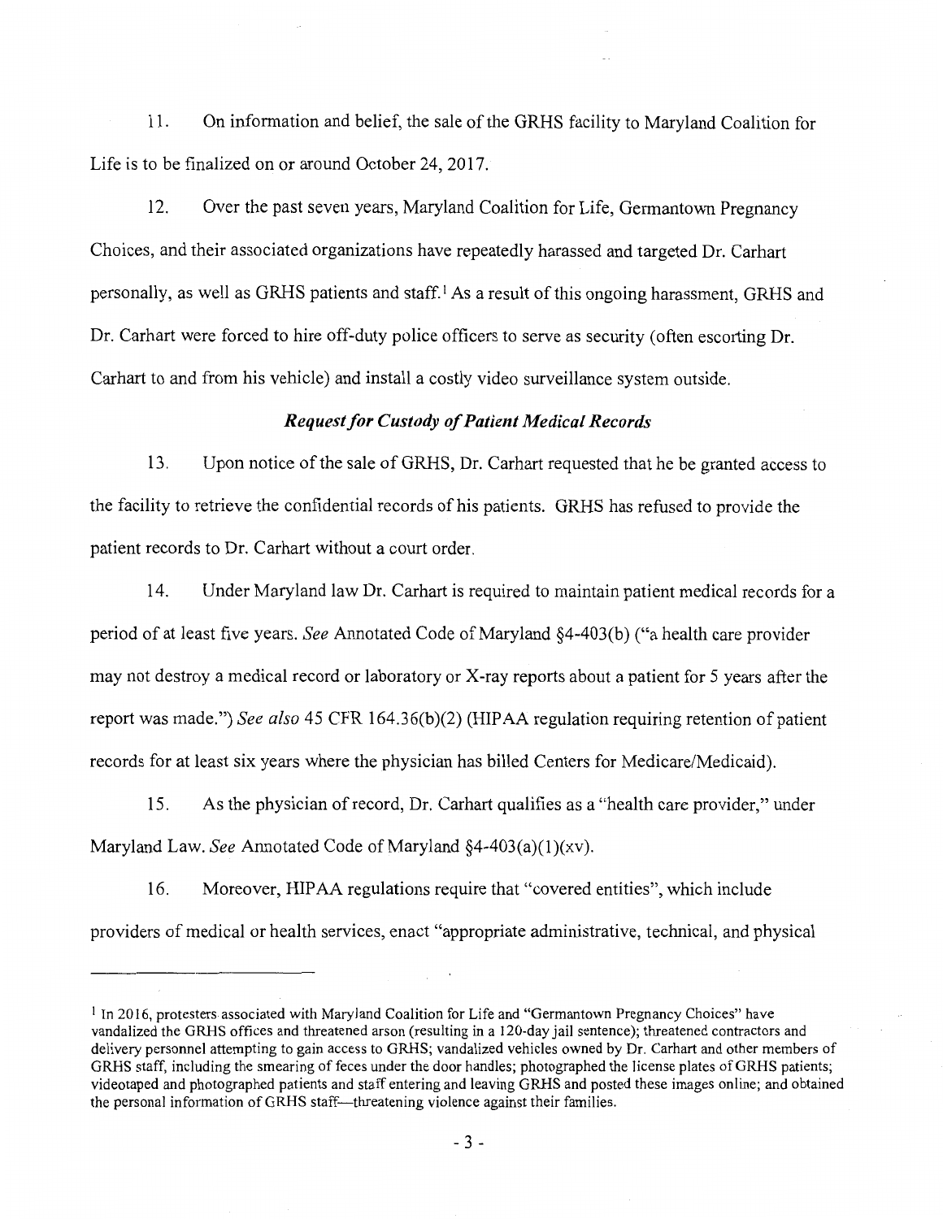11. On information and belief, the sale of the GRHS facility to Maryland Coalition for Life is to be finalized on or around October 24, 2017.

12. Over the past seven years, Maryland Coalition for Life, Germantown Pregnancy Choices, and their associated organizations have repeatedly harassed and targeted Dr. Carhart personally, as well as GRHS patients and staff.[1] As a result of this ongoing harassment, GRHS and Dr. Carhart were forced to hire off-duty police officers to serve as security (often escorting Dr. Carhart to and from his vehicle) and install a costly video surveillance system outside.

### *Request for Custody of Patient Medical Records*

13. Upon notice of the sale of GRHS, Dr. Carhart requested that he be granted access to the facility to retrieve the confidential records of his patients. GRHS has refused to provide the patient records to Dr. Carhart without a court order.

14. Under Maryland law Dr. Carhart is required to maintain patient medical records for a period of at least five years. *See* Annotated Code of Maryland §4-403(b) ("a health care provider may not destroy a medical record or laboratory or X-ray reports about a patient for 5 years after the report was made.") *See also* 45 CFR 164.36(b)(2) (HIPAA regulation requiring retention of patient records for at least six years where the physician has billed Centers for Medicare/Medicaid).

15. As the physician of record, Dr. Carhart qualifies as a "health care provider," under Maryland Law. *See* Annotated Code of Maryland §4-403(a)(1)(xv).

16. Moreover, HIPAA regulations require that "covered entities", which include providers of medical or health services, enact "appropriate administrative, technical, and physical

---

[1] In 2016, protesters associated with Maryland Coalition for Life and "Germantown Pregnancy Choices" have vandalized the GRHS offices and threatened arson (resulting in a 120-day jail sentence); threatened contractors and delivery personnel attempting to gain access to GRHS; vandalized vehicles owned by Dr. Carhart and other members of GRHS staff, including the smearing of feces under the door handles; photographed the license plates of GRHS patients; videotaped and photographed patients and staff entering and leaving GRHS and posted these images online; and obtained the personal information of GRHS staff—threatening violence against their families.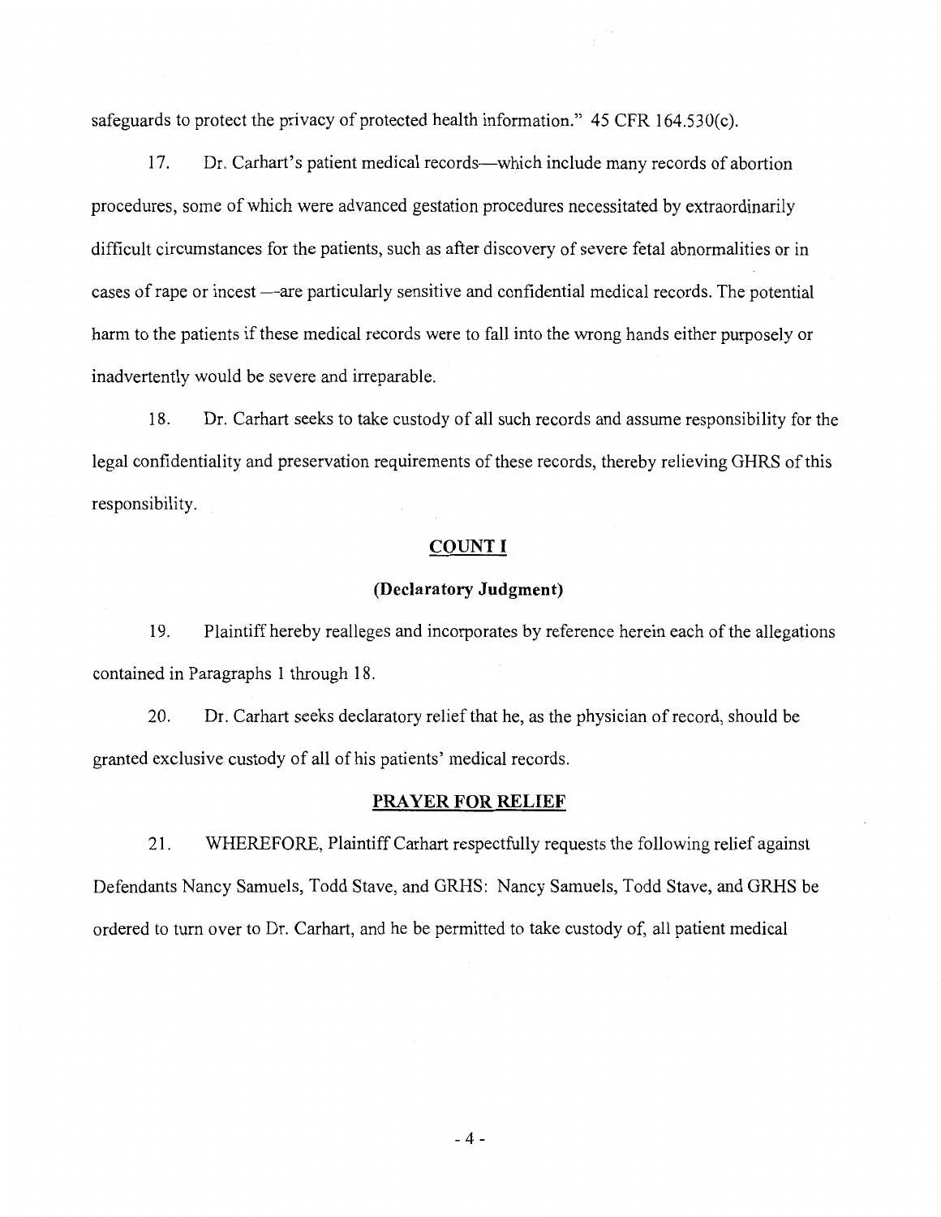safeguards to protect the privacy of protected health information." 45 CFR 164.530(c).

17. Dr. Carhart's patient medical records—which include many records of abortion procedures, some of which were advanced gestation procedures necessitated by extraordinarily difficult circumstances for the patients, such as after discovery of severe fetal abnormalities or in cases of rape or incest —are particularly sensitive and confidential medical records. The potential harm to the patients if these medical records were to fall into the wrong hands either purposely or inadvertently would be severe and irreparable.

18. Dr. Carhart seeks to take custody of all such records and assume responsibility for the legal confidentiality and preservation requirements of these records, thereby relieving GHRS of this responsibility.

## COUNT I

### (Declaratory Judgment)

19. Plaintiff hereby realleges and incorporates by reference herein each of the allegations contained in Paragraphs 1 through 18.

20. Dr. Carhart seeks declaratory relief that he, as the physician of record, should be granted exclusive custody of all of his patients' medical records.

## PRAYER FOR RELIEF

21. WHEREFORE, Plaintiff Carhart respectfully requests the following relief against Defendants Nancy Samuels, Todd Stave, and GRHS: Nancy Samuels, Todd Stave, and GRHS be ordered to turn over to Dr. Carhart, and he be permitted to take custody of, all patient medical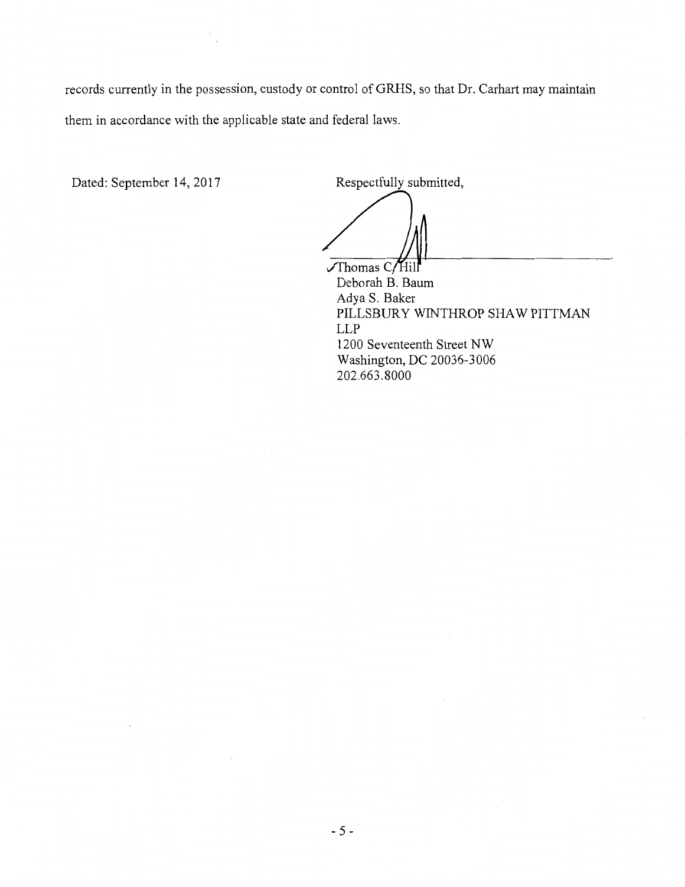records currently in the possession, custody or control of GRHS, so that Dr. Carhart may maintain them in accordance with the applicable state and federal laws.

Dated: September 14, 2017

Respectfully submitted,

Thomas C. Hill
Deborah B. Baum
Adya S. Baker
PILLSBURY WINTHROP SHAW PITTMAN LLP
1200 Seventeenth Street NW
Washington, DC 20036-3006
202.663.8000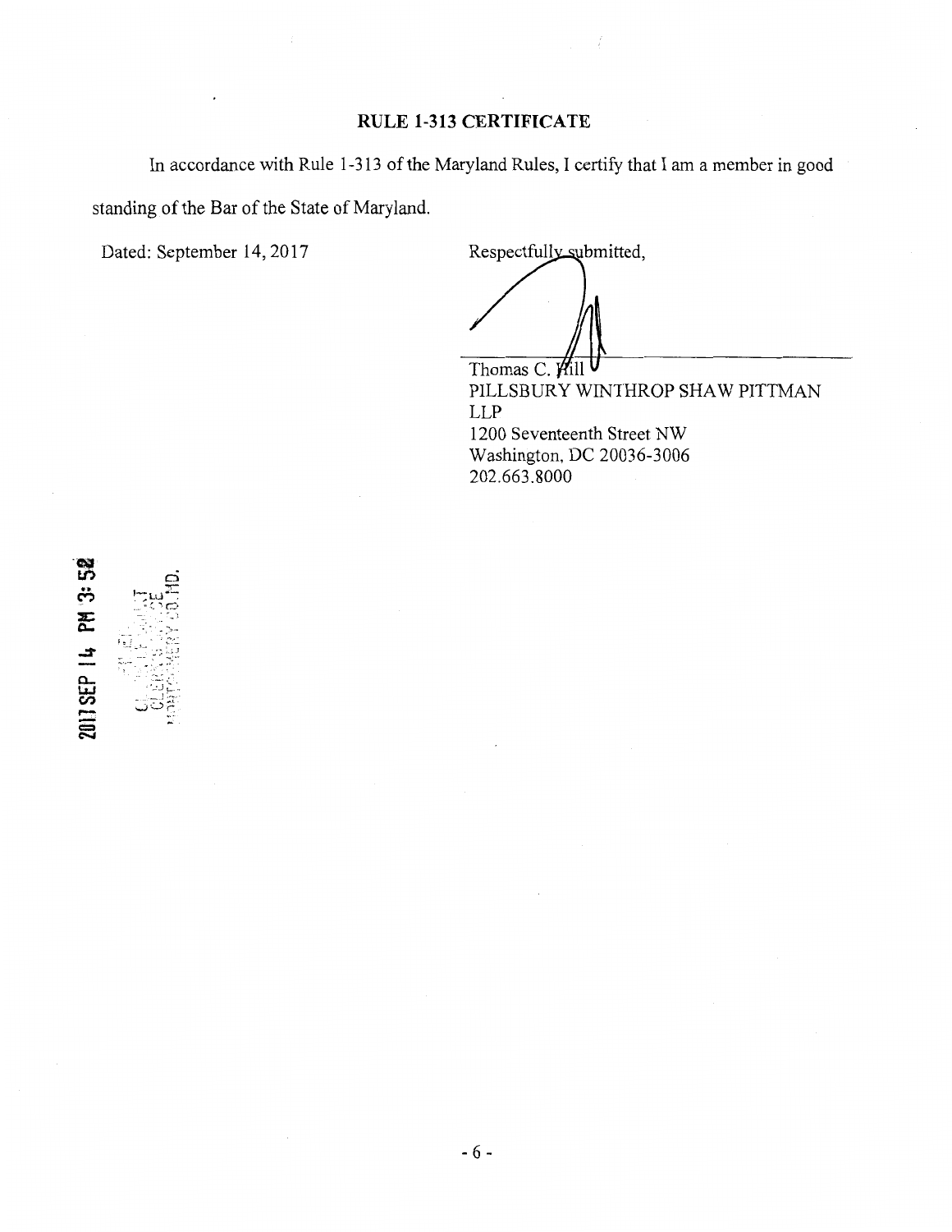## RULE 1-313 CERTIFICATE

In accordance with Rule 1-313 of the Maryland Rules, I certify that I am a member in good standing of the Bar of the State of Maryland.

Dated: September 14, 2017

Respectfully submitted,

Thomas C. Hill
PILLSBURY WINTHROP SHAW PITTMAN LLP
1200 Seventeenth Street NW
Washington, DC 20036-3006
202.663.8000

2017 SEP 14 PM 3:52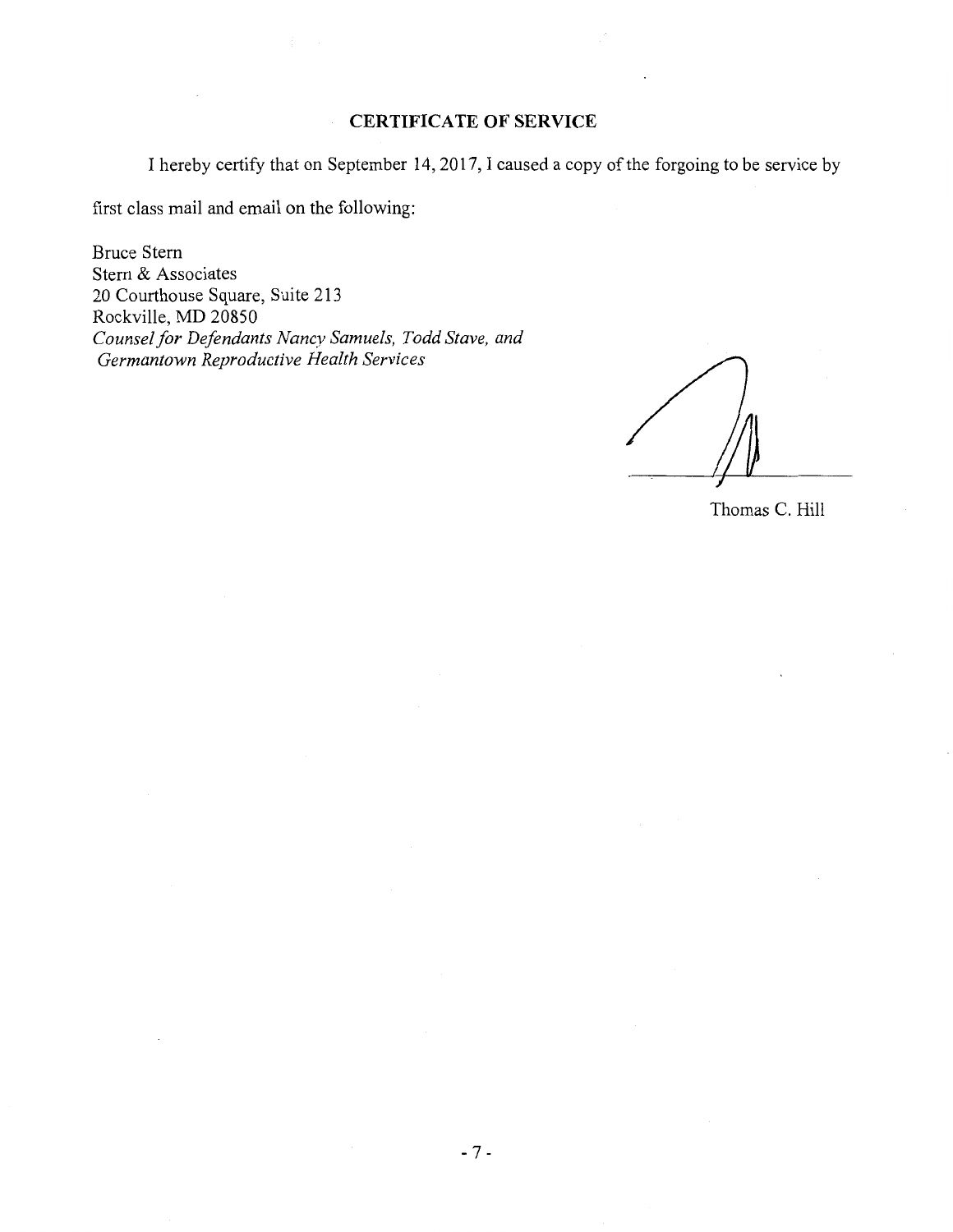**CERTIFICATE OF SERVICE**

I hereby certify that on September 14, 2017, I caused a copy of the forgoing to be service by first class mail and email on the following:

Bruce Stern
Stern & Associates
20 Courthouse Square, Suite 213
Rockville, MD 20850
*Counsel for Defendants Nancy Samuels, Todd Stave, and Germantown Reproductive Health Services*

Thomas C. Hill